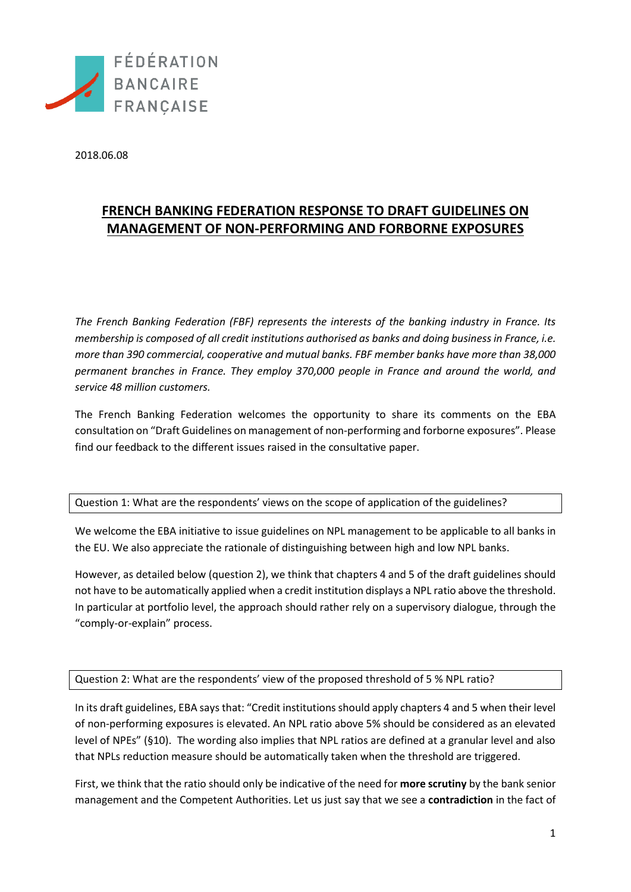FÉDÉRATION BANCAIRE FRANÇAISE

2018.06.08

# FRENCH BANKING FEDERATION RESPONSE TO DRAFT GUIDELINES ON MANAGEMENT OF NON-PERFORMING AND FORBORNE EXPOSURES

*The French Banking Federation (FBF) represents the interests of the banking industry in France. Its membership is composed of all credit institutions authorised as banks and doing business in France, i.e. more than 390 commercial, cooperative and mutual banks. FBF member banks have more than 38,000 permanent branches in France. They employ 370,000 people in France and around the world, and service 48 million customers.*

The French Banking Federation welcomes the opportunity to share its comments on the EBA consultation on "Draft Guidelines on management of non-performing and forborne exposures". Please find our feedback to the different issues raised in the consultative paper.

Question 1: What are the respondents' views on the scope of application of the guidelines?

We welcome the EBA initiative to issue guidelines on NPL management to be applicable to all banks in the EU. We also appreciate the rationale of distinguishing between high and low NPL banks.

However, as detailed below (question 2), we think that chapters 4 and 5 of the draft guidelines should not have to be automatically applied when a credit institution displays a NPL ratio above the threshold. In particular at portfolio level, the approach should rather rely on a supervisory dialogue, through the "comply-or-explain" process.

Question 2: What are the respondents' view of the proposed threshold of 5 % NPL ratio?

In its draft guidelines, EBA says that: "Credit institutions should apply chapters 4 and 5 when their level of non-performing exposures is elevated. An NPL ratio above 5% should be considered as an elevated level of NPEs" (§10). The wording also implies that NPL ratios are defined at a granular level and also that NPLs reduction measure should be automatically taken when the threshold are triggered.

First, we think that the ratio should only be indicative of the need for **more scrutiny** by the bank senior management and the Competent Authorities. Let us just say that we see a **contradiction** in the fact of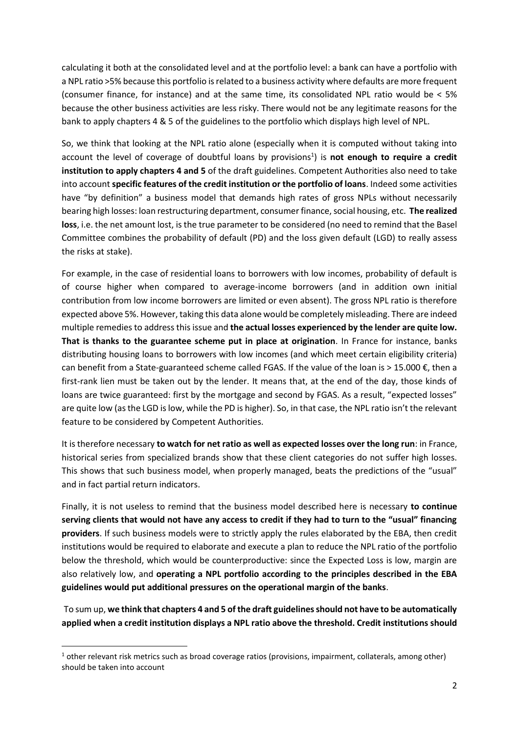calculating it both at the consolidated level and at the portfolio level: a bank can have a portfolio with a NPL ratio >5% because this portfolio is related to a business activity where defaults are more frequent (consumer finance, for instance) and at the same time, its consolidated NPL ratio would be < 5% because the other business activities are less risky. There would not be any legitimate reasons for the bank to apply chapters 4 & 5 of the guidelines to the portfolio which displays high level of NPL.

So, we think that looking at the NPL ratio alone (especially when it is computed without taking into account the level of coverage of doubtful loans by provisions[1]) is **not enough to require a credit institution to apply chapters 4 and 5** of the draft guidelines. Competent Authorities also need to take into account **specific features of the credit institution or the portfolio of loans**. Indeed some activities have "by definition" a business model that demands high rates of gross NPLs without necessarily bearing high losses: loan restructuring department, consumer finance, social housing, etc. **The realized loss**, i.e. the net amount lost, is the true parameter to be considered (no need to remind that the Basel Committee combines the probability of default (PD) and the loss given default (LGD) to really assess the risks at stake).

For example, in the case of residential loans to borrowers with low incomes, probability of default is of course higher when compared to average-income borrowers (and in addition own initial contribution from low income borrowers are limited or even absent). The gross NPL ratio is therefore expected above 5%. However, taking this data alone would be completely misleading. There are indeed multiple remedies to address this issue and **the actual losses experienced by the lender are quite low. That is thanks to the guarantee scheme put in place at origination**. In France for instance, banks distributing housing loans to borrowers with low incomes (and which meet certain eligibility criteria) can benefit from a State-guaranteed scheme called FGAS. If the value of the loan is > 15.000 €, then a first-rank lien must be taken out by the lender. It means that, at the end of the day, those kinds of loans are twice guaranteed: first by the mortgage and second by FGAS. As a result, "expected losses" are quite low (as the LGD is low, while the PD is higher). So, in that case, the NPL ratio isn't the relevant feature to be considered by Competent Authorities.

It is therefore necessary **to watch for net ratio as well as expected losses over the long run**: in France, historical series from specialized brands show that these client categories do not suffer high losses. This shows that such business model, when properly managed, beats the predictions of the "usual" and in fact partial return indicators.

Finally, it is not useless to remind that the business model described here is necessary **to continue serving clients that would not have any access to credit if they had to turn to the "usual" financing providers**. If such business models were to strictly apply the rules elaborated by the EBA, then credit institutions would be required to elaborate and execute a plan to reduce the NPL ratio of the portfolio below the threshold, which would be counterproductive: since the Expected Loss is low, margin are also relatively low, and **operating a NPL portfolio according to the principles described in the EBA guidelines would put additional pressures on the operational margin of the banks**.

To sum up, **we think that chapters 4 and 5 of the draft guidelines should not have to be automatically applied when a credit institution displays a NPL ratio above the threshold. Credit institutions should**

[1] other relevant risk metrics such as broad coverage ratios (provisions, impairment, collaterals, among other) should be taken into account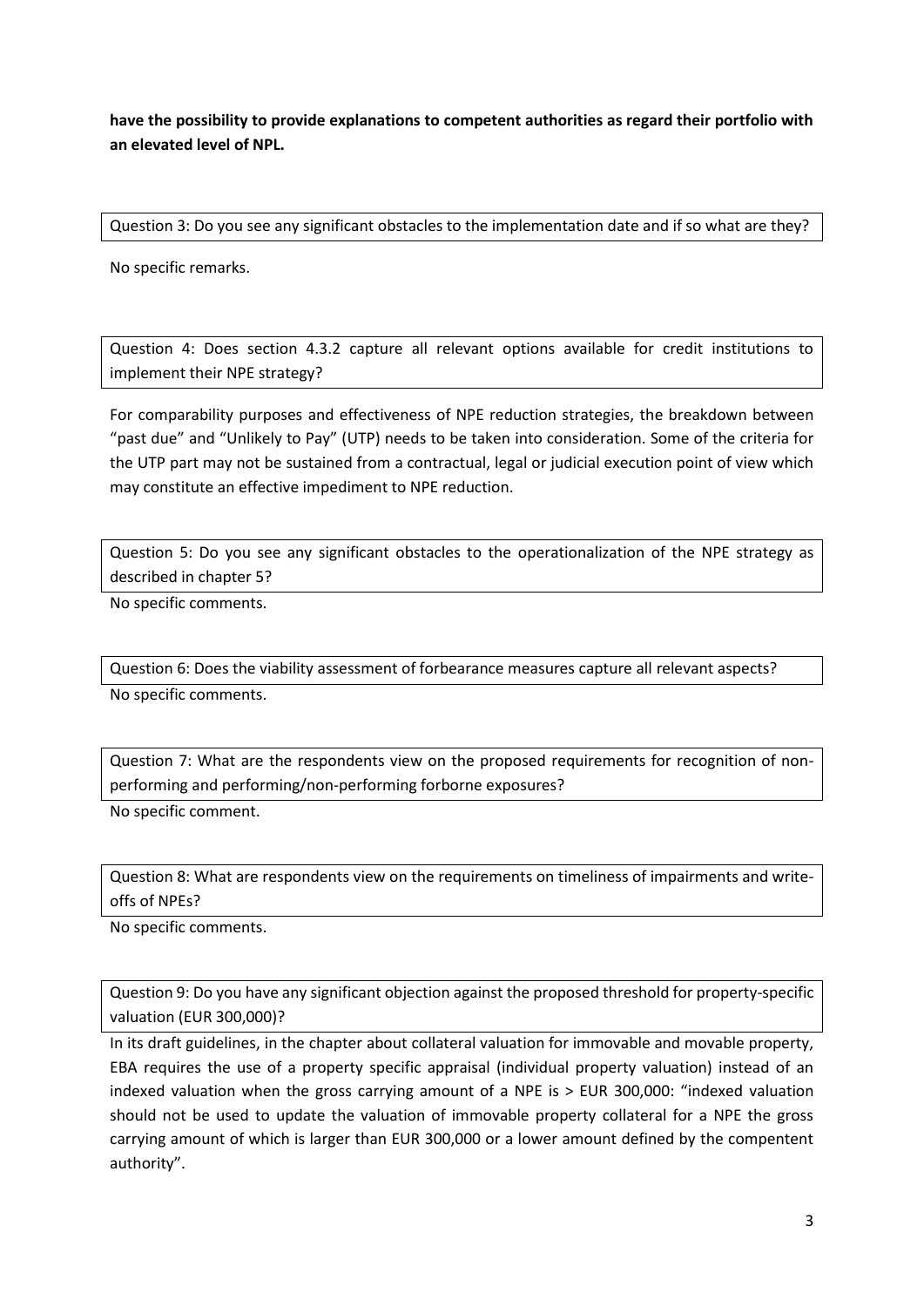**have the possibility to provide explanations to competent authorities as regard their portfolio with an elevated level of NPL.**

Question 3: Do you see any significant obstacles to the implementation date and if so what are they?

No specific remarks.

Question 4: Does section 4.3.2 capture all relevant options available for credit institutions to implement their NPE strategy?

For comparability purposes and effectiveness of NPE reduction strategies, the breakdown between "past due" and "Unlikely to Pay" (UTP) needs to be taken into consideration. Some of the criteria for the UTP part may not be sustained from a contractual, legal or judicial execution point of view which may constitute an effective impediment to NPE reduction.

Question 5: Do you see any significant obstacles to the operationalization of the NPE strategy as described in chapter 5?

No specific comments.

Question 6: Does the viability assessment of forbearance measures capture all relevant aspects?

No specific comments.

Question 7: What are the respondents view on the proposed requirements for recognition of non-performing and performing/non-performing forborne exposures?

No specific comment.

Question 8: What are respondents view on the requirements on timeliness of impairments and write-offs of NPEs?

No specific comments.

Question 9: Do you have any significant objection against the proposed threshold for property-specific valuation (EUR 300,000)?

In its draft guidelines, in the chapter about collateral valuation for immovable and movable property, EBA requires the use of a property specific appraisal (individual property valuation) instead of an indexed valuation when the gross carrying amount of a NPE is > EUR 300,000: "indexed valuation should not be used to update the valuation of immovable property collateral for a NPE the gross carrying amount of which is larger than EUR 300,000 or a lower amount defined by the compentent authority".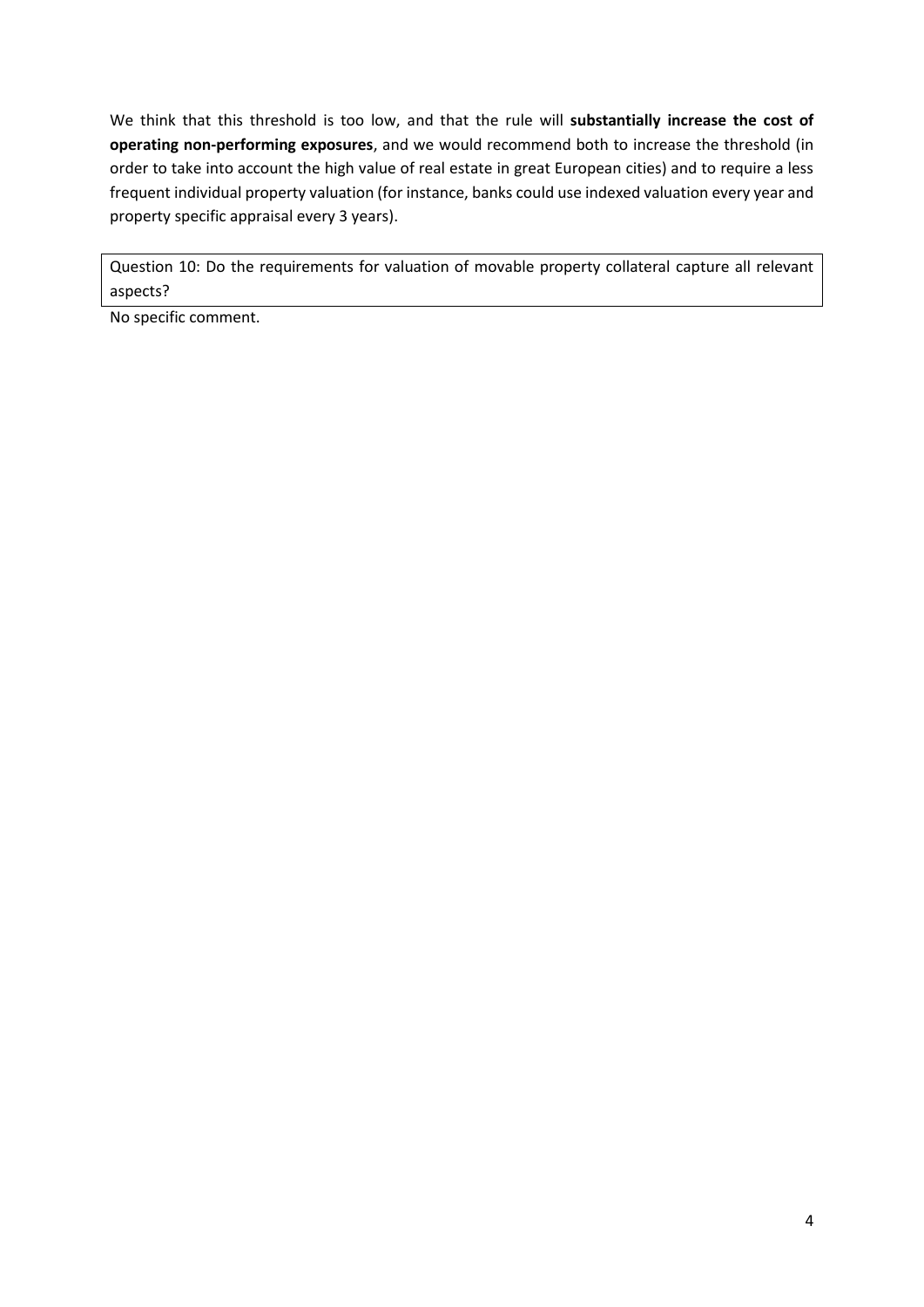We think that this threshold is too low, and that the rule will **substantially increase the cost of operating non-performing exposures**, and we would recommend both to increase the threshold (in order to take into account the high value of real estate in great European cities) and to require a less frequent individual property valuation (for instance, banks could use indexed valuation every year and property specific appraisal every 3 years).

| Question 10: Do the requirements for valuation of movable property collateral capture all relevant aspects? |
|---|

No specific comment.